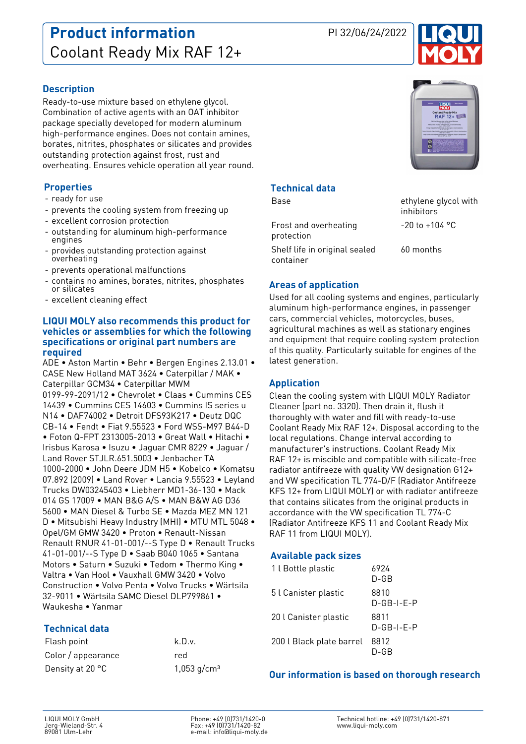# Product information

## Coolant Ready Mix RAF 12+

PI 32/06/24/2022

### Description

Ready-to-use mixture based on ethylene glycol. Combination of active agents with an OAT inhibitor package specially developed for modern aluminum high-performance engines. Does not contain amines, borates, nitrites, phosphates or silicates and provides outstanding protection against frost, rust and overheating. Ensures vehicle operation all year round.

### Properties

- ready for use
- prevents the cooling system from freezing up
- excellent corrosion protection
- outstanding for aluminum high-performance engines
- provides outstanding protection against overheating
- prevents operational malfunctions
- contains no amines, borates, nitrites, phosphates or silicates
- excellent cleaning effect

### LIQUI MOLY also recommends this product for vehicles or assemblies for which the following specifications or original part numbers are required

ADE • Aston Martin • Behr • Bergen Engines 2.13.01 • CASE New Holland MAT 3624 • Caterpillar / MAK • Caterpillar GCM34 • Caterpillar MWM 0199-99-2091/12 • Chevrolet • Claas • Cummins CES 14439 • Cummins CES 14603 • Cummins IS series u N14 • DAF74002 • Detroit DFS93K217 • Deutz DQC CB-14 • Fendt • Fiat 9.55523 • Ford WSS-M97 B44-D • Foton Q-FPT 2313005-2013 • Great Wall • Hitachi • Irisbus Karosa • Isuzu • Jaguar CMR 8229 • Jaguar / Land Rover STJLR.651.5003 • Jenbacher TA 1000-2000 • John Deere JDM H5 • Kobelco • Komatsu 07.892 (2009) • Land Rover • Lancia 9.55523 • Leyland Trucks DW03245403 • Liebherr MD1-36-130 • Mack 014 GS 17009 • MAN B&G A/S • MAN B&W AG D36 5600 • MAN Diesel & Turbo SE • Mazda MEZ MN 121 D • Mitsubishi Heavy Industry (MHI) • MTU MTL 5048 • Opel/GM GMW 3420 • Proton • Renault-Nissan Renault RNUR 41-01-001/--S Type D • Renault Trucks 41-01-001/--S Type D • Saab B040 1065 • Santana Motors • Saturn • Suzuki • Tedom • Thermo King • Valtra • Van Hool • Vauxhall GMW 3420 • Volvo Construction • Volvo Penta • Volvo Trucks • Wärtsila 32-9011 • Wärtsila SAMC Diesel DLP799861 • Waukesha • Yanmar

### Technical data

| | |
|---|---|
| Flash point | k.D.v. |
| Color / appearance | red |
| Density at 20 °C | 1,053 g/cm³ |
| Base | ethylene glycol with inhibitors |
| Frost and overheating protection | -20 to +104 °C |
| Shelf life in original sealed container | 60 months |

### Areas of application

Used for all cooling systems and engines, particularly aluminum high-performance engines, in passenger cars, commercial vehicles, motorcycles, buses, agricultural machines as well as stationary engines and equipment that require cooling system protection of this quality. Particularly suitable for engines of the latest generation.

### Application

Clean the cooling system with LIQUI MOLY Radiator Cleaner (part no. 3320). Then drain it, flush it thoroughly with water and fill with ready-to-use Coolant Ready Mix RAF 12+. Disposal according to the local regulations. Change interval according to manufacturer's instructions. Coolant Ready Mix RAF 12+ is miscible and compatible with silicate-free radiator antifreeze with quality VW designation G12+ and VW specification TL 774-D/F (Radiator Antifreeze KFS 12+ from LIQUI MOLY) or with radiator antifreeze that contains silicates from the original products in accordance with the VW specification TL 774-C (Radiator Antifreeze KFS 11 and Coolant Ready Mix RAF 11 from LIQUI MOLY).

### Available pack sizes

| | | |
|---|---|---|
| 1 l Bottle plastic | 6924 | D-GB |
| 5 l Canister plastic | 8810 | D-GB-I-E-P |
| 20 l Canister plastic | 8811 | D-GB-I-E-P |
| 200 l Black plate barrel | 8812 | D-GB |

### Our information is based on thorough research

LIQUI MOLY GmbH
Jerg-Wieland-Str. 4
89081 Ulm-Lehr

Phone: +49 (0)731/1420-0
Fax: +49 (0)731/1420-82
e-mail: info@liqui-moly.de

Technical hotline: +49 (0)731/1420-871
www.liqui-moly.com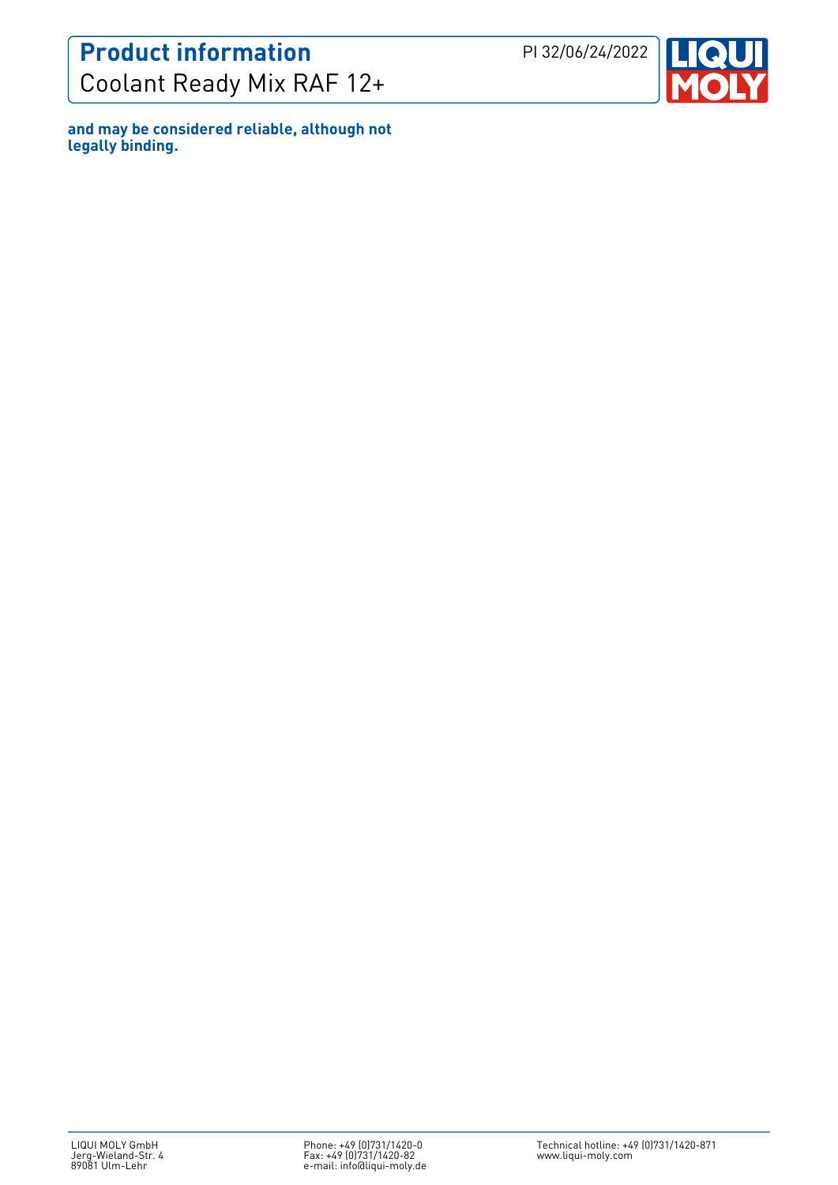**and may be considered reliable, although not legally binding.**